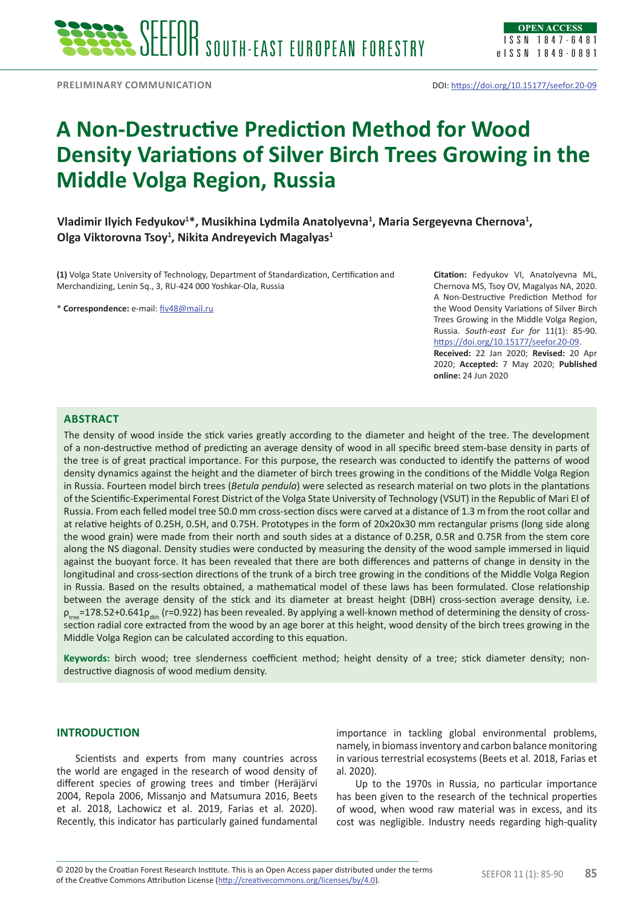PRELIMINARY COMMUNICATION

DOI: https://doi.org/10.15177/seefor.20-09

# A Non-Destructive Prediction Method for Wood Density Variations of Silver Birch Trees Growing in the Middle Volga Region, Russia

**Vladimir Ilyich Fedyukov[1]*, Musikhina Lydmila Anatolyevna[1], Maria Sergeyevna Chernova[1], Olga Viktorovna Tsoy[1], Nikita Andreyevich Magalyas[1]**

**(1)** Volga State University of Technology, Department of Standardization, Certification and Merchandizing, Lenin Sq., 3, RU-424 000 Yoshkar-Ola, Russia

\* **Correspondence:** e-mail: fiv48@mail.ru

**Citation:** Fedyukov VI, Anatolyevna ML, Chernova MS, Tsoy OV, Magalyas NA, 2020. A Non-Destructive Prediction Method for the Wood Density Variations of Silver Birch Trees Growing in the Middle Volga Region, Russia. *South-east Eur for* 11(1): 85-90. https://doi.org/10.15177/seefor.20-09.
**Received:** 22 Jan 2020; **Revised:** 20 Apr 2020; **Accepted:** 7 May 2020; **Published online:** 24 Jun 2020

## ABSTRACT

The density of wood inside the stick varies greatly according to the diameter and height of the tree. The development of a non-destructive method of predicting an average density of wood in all specific breed stem-base density in parts of the tree is of great practical importance. For this purpose, the research was conducted to identify the patterns of wood density dynamics against the height and the diameter of birch trees growing in the conditions of the Middle Volga Region in Russia. Fourteen model birch trees (*Betula pendula*) were selected as research material on two plots in the plantations of the Scientific-Experimental Forest District of the Volga State University of Technology (VSUT) in the Republic of Mari El of Russia. From each felled model tree 50.0 mm cross-section discs were carved at a distance of 1.3 m from the root collar and at relative heights of 0.25H, 0.5H, and 0.75H. Prototypes in the form of 20x20x30 mm rectangular prisms (long side along the wood grain) were made from their north and south sides at a distance of 0.25R, 0.5R and 0.75R from the stem core along the NS diagonal. Density studies were conducted by measuring the density of the wood sample immersed in liquid against the buoyant force. It has been revealed that there are both differences and patterns of change in density in the longitudinal and cross-section directions of the trunk of a birch tree growing in the conditions of the Middle Volga Region in Russia. Based on the results obtained, a mathematical model of these laws has been formulated. Close relationship between the average density of the stick and its diameter at breast height (DBH) cross-section average density, i.e. $\rho_{tree}$=178.52+0.641$\rho_{dbh}$ (r=0.922) has been revealed. By applying a well-known method of determining the density of cross-section radial core extracted from the wood by an age borer at this height, wood density of the birch trees growing in the Middle Volga Region can be calculated according to this equation.

**Keywords:** birch wood; tree slenderness coefficient method; height density of a tree; stick diameter density; non-destructive diagnosis of wood medium density.

## INTRODUCTION

Scientists and experts from many countries across the world are engaged in the research of wood density of different species of growing trees and timber (Heräjärvi 2004, Repola 2006, Missanjo and Matsumura 2016, Beets et al. 2018, Lachowicz et al. 2019, Farias et al. 2020). Recently, this indicator has particularly gained fundamental importance in tackling global environmental problems, namely, in biomass inventory and carbon balance monitoring in various terrestrial ecosystems (Beets et al. 2018, Farias et al. 2020).

Up to the 1970s in Russia, no particular importance has been given to the research of the technical properties of wood, when wood raw material was in excess, and its cost was negligible. Industry needs regarding high-quality

© 2020 by the Croatian Forest Research Institute. This is an Open Access paper distributed under the terms of the Creative Commons Attribution License (http://creativecommons.org/licenses/by/4.0).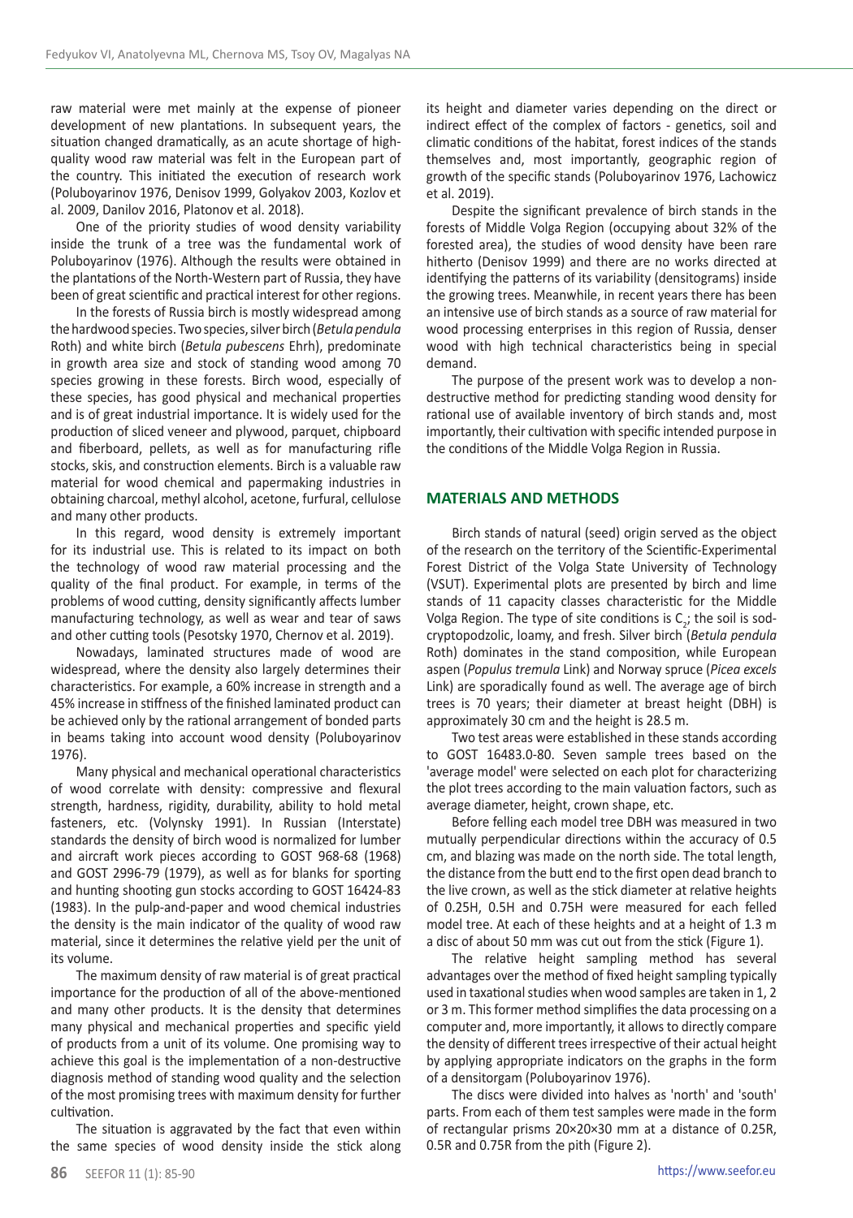raw material were met mainly at the expense of pioneer development of new plantations. In subsequent years, the situation changed dramatically, as an acute shortage of high-quality wood raw material was felt in the European part of the country. This initiated the execution of research work (Poluboyarinov 1976, Denisov 1999, Golyakov 2003, Kozlov et al. 2009, Danilov 2016, Platonov et al. 2018).

One of the priority studies of wood density variability inside the trunk of a tree was the fundamental work of Poluboyarinov (1976). Although the results were obtained in the plantations of the North-Western part of Russia, they have been of great scientific and practical interest for other regions.

In the forests of Russia birch is mostly widespread among the hardwood species. Two species, silver birch (*Betula pendula* Roth) and white birch (*Betula pubescens* Ehrh), predominate in growth area size and stock of standing wood among 70 species growing in these forests. Birch wood, especially of these species, has good physical and mechanical properties and is of great industrial importance. It is widely used for the production of sliced veneer and plywood, parquet, chipboard and fiberboard, pellets, as well as for manufacturing rifle stocks, skis, and construction elements. Birch is a valuable raw material for wood chemical and papermaking industries in obtaining charcoal, methyl alcohol, acetone, furfural, cellulose and many other products.

In this regard, wood density is extremely important for its industrial use. This is related to its impact on both the technology of wood raw material processing and the quality of the final product. For example, in terms of the problems of wood cutting, density significantly affects lumber manufacturing technology, as well as wear and tear of saws and other cutting tools (Pesotsky 1970, Chernov et al. 2019).

Nowadays, laminated structures made of wood are widespread, where the density also largely determines their characteristics. For example, a 60% increase in strength and a 45% increase in stiffness of the finished laminated product can be achieved only by the rational arrangement of bonded parts in beams taking into account wood density (Poluboyarinov 1976).

Many physical and mechanical operational characteristics of wood correlate with density: compressive and flexural strength, hardness, rigidity, durability, ability to hold metal fasteners, etc. (Volynsky 1991). In Russian (Interstate) standards the density of birch wood is normalized for lumber and aircraft work pieces according to GOST 968-68 (1968) and GOST 2996-79 (1979), as well as for blanks for sporting and hunting shooting gun stocks according to GOST 16424-83 (1983). In the pulp-and-paper and wood chemical industries the density is the main indicator of the quality of wood raw material, since it determines the relative yield per the unit of its volume.

The maximum density of raw material is of great practical importance for the production of all of the above-mentioned and many other products. It is the density that determines many physical and mechanical properties and specific yield of products from a unit of its volume. One promising way to achieve this goal is the implementation of a non-destructive diagnosis method of standing wood quality and the selection of the most promising trees with maximum density for further cultivation.

The situation is aggravated by the fact that even within the same species of wood density inside the stick along its height and diameter varies depending on the direct or indirect effect of the complex of factors - genetics, soil and climatic conditions of the habitat, forest indices of the stands themselves and, most importantly, geographic region of growth of the specific stands (Poluboyarinov 1976, Lachowicz et al. 2019).

Despite the significant prevalence of birch stands in the forests of Middle Volga Region (occupying about 32% of the forested area), the studies of wood density have been rare hitherto (Denisov 1999) and there are no works directed at identifying the patterns of its variability (densitograms) inside the growing trees. Meanwhile, in recent years there has been an intensive use of birch stands as a source of raw material for wood processing enterprises in this region of Russia, denser wood with high technical characteristics being in special demand.

The purpose of the present work was to develop a non-destructive method for predicting standing wood density for rational use of available inventory of birch stands and, most importantly, their cultivation with specific intended purpose in the conditions of the Middle Volga Region in Russia.

## MATERIALS AND METHODS

Birch stands of natural (seed) origin served as the object of the research on the territory of the Scientific-Experimental Forest District of the Volga State University of Technology (VSUT). Experimental plots are presented by birch and lime stands of 11 capacity classes characteristic for the Middle Volga Region. The type of site conditions is $C_2$; the soil is sod-cryptopodzolic, loamy, and fresh. Silver birch (*Betula pendula* Roth) dominates in the stand composition, while European aspen (*Populus tremula* Link) and Norway spruce (*Picea excels* Link) are sporadically found as well. The average age of birch trees is 70 years; their diameter at breast height (DBH) is approximately 30 cm and the height is 28.5 m.

Two test areas were established in these stands according to GOST 16483.0-80. Seven sample trees based on the 'average model' were selected on each plot for characterizing the plot trees according to the main valuation factors, such as average diameter, height, crown shape, etc.

Before felling each model tree DBH was measured in two mutually perpendicular directions within the accuracy of 0.5 cm, and blazing was made on the north side. The total length, the distance from the butt end to the first open dead branch to the live crown, as well as the stick diameter at relative heights of 0.25H, 0.5H and 0.75H were measured for each felled model tree. At each of these heights and at a height of 1.3 m a disc of about 50 mm was cut out from the stick (Figure 1).

The relative height sampling method has several advantages over the method of fixed height sampling typically used in taxational studies when wood samples are taken in 1, 2 or 3 m. This former method simplifies the data processing on a computer and, more importantly, it allows to directly compare the density of different trees irrespective of their actual height by applying appropriate indicators on the graphs in the form of a densitorgam (Poluboyarinov 1976).

The discs were divided into halves as 'north' and 'south' parts. From each of them test samples were made in the form of rectangular prisms 20×20×30 mm at a distance of 0.25R, 0.5R and 0.75R from the pith (Figure 2).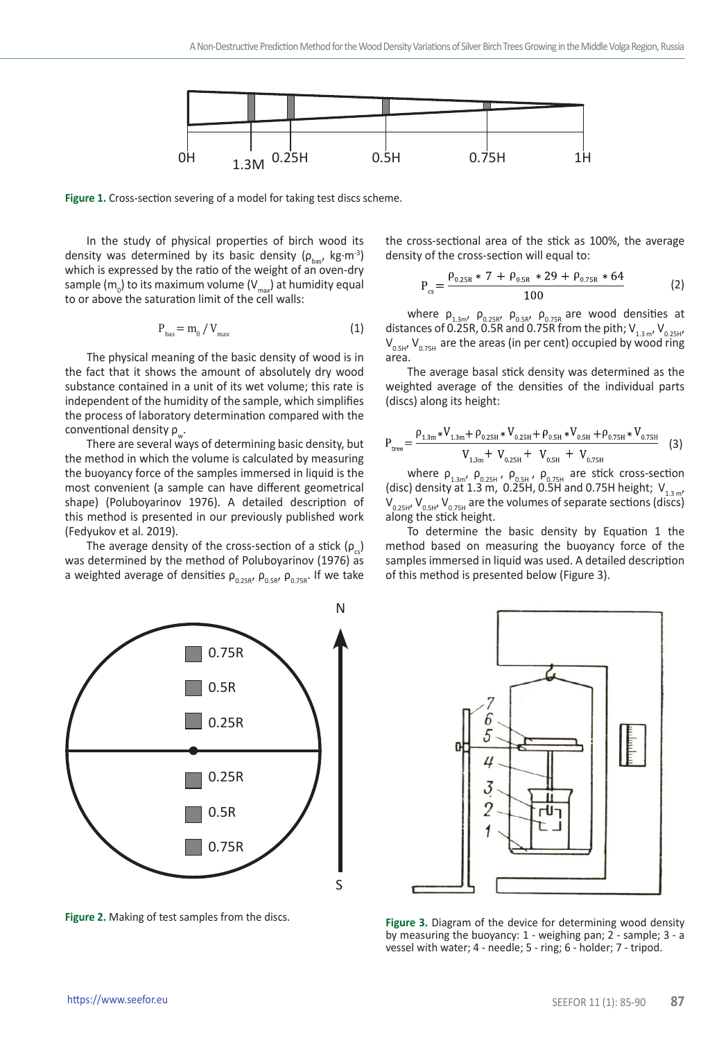Figure 1. Cross-section severing of a model for taking test discs scheme.

In the study of physical properties of birch wood its density was determined by its basic density ($\rho_{bas}$, kg·m$^{-3}$) which is expressed by the ratio of the weight of an oven-dry sample ($m_0$) to its maximum volume ($V_{max}$) at humidity equal to or above the saturation limit of the cell walls:

$$P_{bas} = m_0 / V_{max} \quad (1)$$

The physical meaning of the basic density of wood is in the fact that it shows the amount of absolutely dry wood substance contained in a unit of its wet volume; this rate is independent of the humidity of the sample, which simplifies the process of laboratory determination compared with the conventional density $\rho_w$.

There are several ways of determining basic density, but the method in which the volume is calculated by measuring the buoyancy force of the samples immersed in liquid is the most convenient (a sample can have different geometrical shape) (Poluboyarinov 1976). A detailed description of this method is presented in our previously published work (Fedyukov et al. 2019).

The average density of the cross-section of a stick ($\rho_{cs}$) was determined by the method of Poluboyarinov (1976) as a weighted average of densities $\rho_{0.25R}$, $\rho_{0.5R}$, $\rho_{0.75R}$. If we take the cross-sectional area of the stick as 100%, the average density of the cross-section will equal to:

$$P_{cs} = \frac{\rho_{0.25R} * 7 + \rho_{0.5R} * 29 + \rho_{0.75R} * 64}{100} \quad (2)$$

where $\rho_{1.3m}$, $\rho_{0.25R}$, $\rho_{0.5R}$, $\rho_{0.75R}$ are wood densities at distances of 0.25R, 0.5R and 0.75R from the pith; $V_{1.3m}$, $V_{0.25H}$, $V_{0.5H}$, $V_{0.75H}$ are the areas (in per cent) occupied by wood ring area.

The average basal stick density was determined as the weighted average of the densities of the individual parts (discs) along its height:

$$P_{tree} = \frac{\rho_{1.3m} * V_{1.3m} + \rho_{0.25H} * V_{0.25H} + \rho_{0.5H} * V_{0.5H} + \rho_{0.75H} * V_{0.75H}}{V_{1.3m} + V_{0.25H} + V_{0.5H} + V_{0.75H}} \quad (3)$$

where $\rho_{1.3m}$, $\rho_{0.25H}$, $\rho_{0.5H}$, $\rho_{0.75H}$ are stick cross-section (disc) density at 1.3 m, 0.25H, 0.5H and 0.75H height; $V_{1.3m}$, $V_{0.25H}$, $V_{0.5H}$, $V_{0.75H}$ are the volumes of separate sections (discs) along the stick height.

To determine the basic density by Equation 1 the method based on measuring the buoyancy force of the samples immersed in liquid was used. A detailed description of this method is presented below (Figure 3).

Figure 2. Making of test samples from the discs.

Figure 3. Diagram of the device for determining wood density by measuring the buoyancy: 1 - weighing pan; 2 - sample; 3 - a vessel with water; 4 - needle; 5 - ring; 6 - holder; 7 - tripod.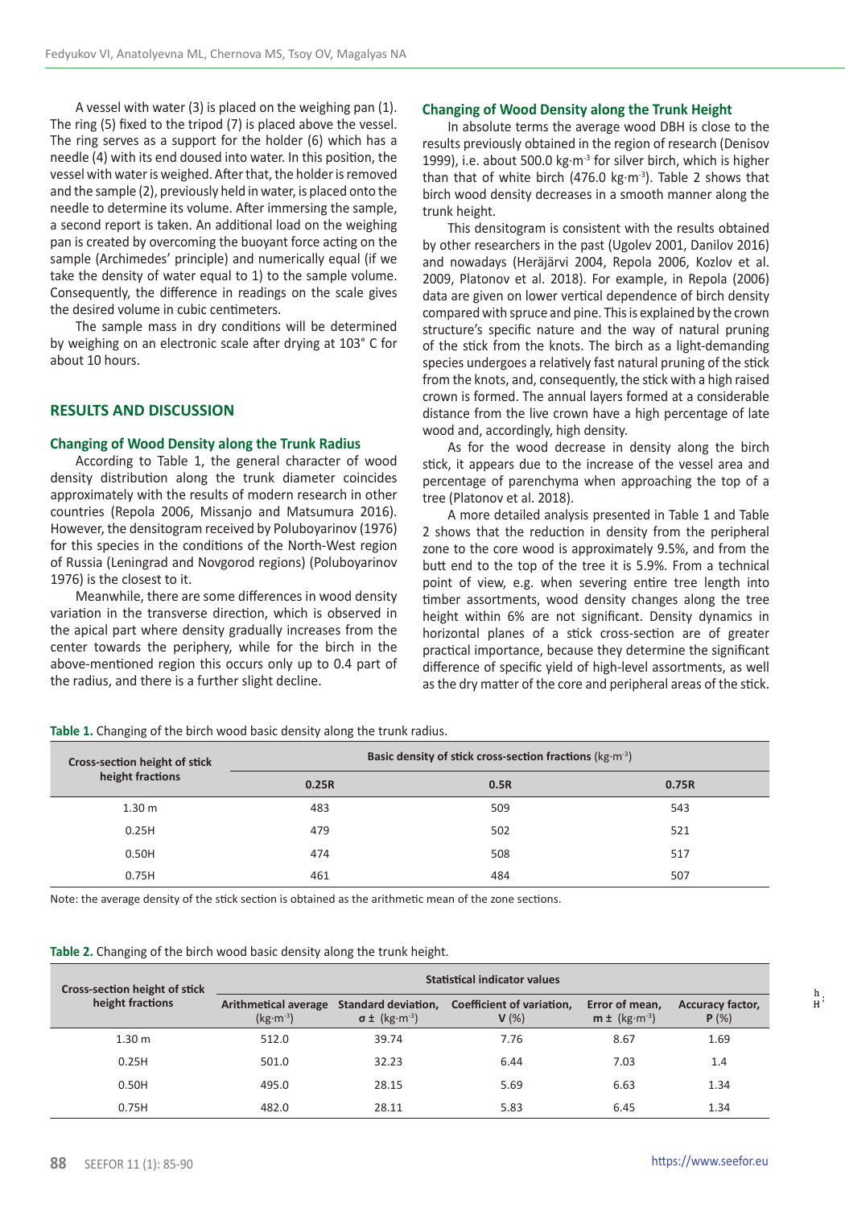A vessel with water (3) is placed on the weighing pan (1). The ring (5) fixed to the tripod (7) is placed above the vessel. The ring serves as a support for the holder (6) which has a needle (4) with its end doused into water. In this position, the vessel with water is weighed. After that, the holder is removed and the sample (2), previously held in water, is placed onto the needle to determine its volume. After immersing the sample, a second report is taken. An additional load on the weighing pan is created by overcoming the buoyant force acting on the sample (Archimedes' principle) and numerically equal (if we take the density of water equal to 1) to the sample volume. Consequently, the difference in readings on the scale gives the desired volume in cubic centimeters.

The sample mass in dry conditions will be determined by weighing on an electronic scale after drying at 103° C for about 10 hours.

## RESULTS AND DISCUSSION

### Changing of Wood Density along the Trunk Radius

According to Table 1, the general character of wood density distribution along the trunk diameter coincides approximately with the results of modern research in other countries (Repola 2006, Missanjo and Matsumura 2016). However, the densitogram received by Poluboyarinov (1976) for this species in the conditions of the North-West region of Russia (Leningrad and Novgorod regions) (Poluboyarinov 1976) is the closest to it.

Meanwhile, there are some differences in wood density variation in the transverse direction, which is observed in the apical part where density gradually increases from the center towards the periphery, while for the birch in the above-mentioned region this occurs only up to 0.4 part of the radius, and there is a further slight decline.

### Changing of Wood Density along the Trunk Height

In absolute terms the average wood DBH is close to the results previously obtained in the region of research (Denisov 1999), i.e. about 500.0 kg·m$^{-3}$ for silver birch, which is higher than that of white birch (476.0 kg·m$^{-3}$). Table 2 shows that birch wood density decreases in a smooth manner along the trunk height.

This densitogram is consistent with the results obtained by other researchers in the past (Ugolev 2001, Danilov 2016) and nowadays (Heräjärvi 2004, Repola 2006, Kozlov et al. 2009, Platonov et al. 2018). For example, in Repola (2006) data are given on lower vertical dependence of birch density compared with spruce and pine. This is explained by the crown structure's specific nature and the way of natural pruning of the stick from the knots. The birch as a light-demanding species undergoes a relatively fast natural pruning of the stick from the knots, and, consequently, the stick with a high raised crown is formed. The annual layers formed at a considerable distance from the live crown have a high percentage of late wood and, accordingly, high density.

As for the wood decrease in density along the birch stick, it appears due to the increase of the vessel area and percentage of parenchyma when approaching the top of a tree (Platonov et al. 2018).

A more detailed analysis presented in Table 1 and Table 2 shows that the reduction in density from the peripheral zone to the core wood is approximately 9.5%, and from the butt end to the top of the tree it is 5.9%. From a technical point of view, e.g. when severing entire tree length into timber assortments, wood density changes along the tree height within 6% are not significant. Density dynamics in horizontal planes of a stick cross-section are of greater practical importance, because they determine the significant difference of specific yield of high-level assortments, as well as the dry matter of the core and peripheral areas of the stick.

**Table 1.** Changing of the birch wood basic density along the trunk radius.

| Cross-section height of stick height fractions | Basic density of stick cross-section fractions (kg·m$^{-3}$) | | |
|---|---|---|---|
| | **0.25R** | **0.5R** | **0.75R** |
| 1.30 m | 483 | 509 | 543 |
| 0.25H | 479 | 502 | 521 |
| 0.50H | 474 | 508 | 517 |
| 0.75H | 461 | 484 | 507 |

Note: the average density of the stick section is obtained as the arithmetic mean of the zone sections.

**Table 2.** Changing of the birch wood basic density along the trunk height.

| Cross-section height of stick height fractions | Statistical indicator values | | | | |
|---|---|---|---|---|---|
| | **Arithmetical average** (kg·m$^{-3}$) | **Standard deviation, σ ±** (kg·m$^{-3}$) | **Coefficient of variation, V** (%) | **Error of mean, m ±** (kg·m$^{-3}$) | **Accuracy factor, P** (%) |
| 1.30 m | 512.0 | 39.74 | 7.76 | 8.67 | 1.69 |
| 0.25H | 501.0 | 32.23 | 6.44 | 7.03 | 1.4 |
| 0.50H | 495.0 | 28.15 | 5.69 | 6.63 | 1.34 |
| 0.75H | 482.0 | 28.11 | 5.83 | 6.45 | 1.34 |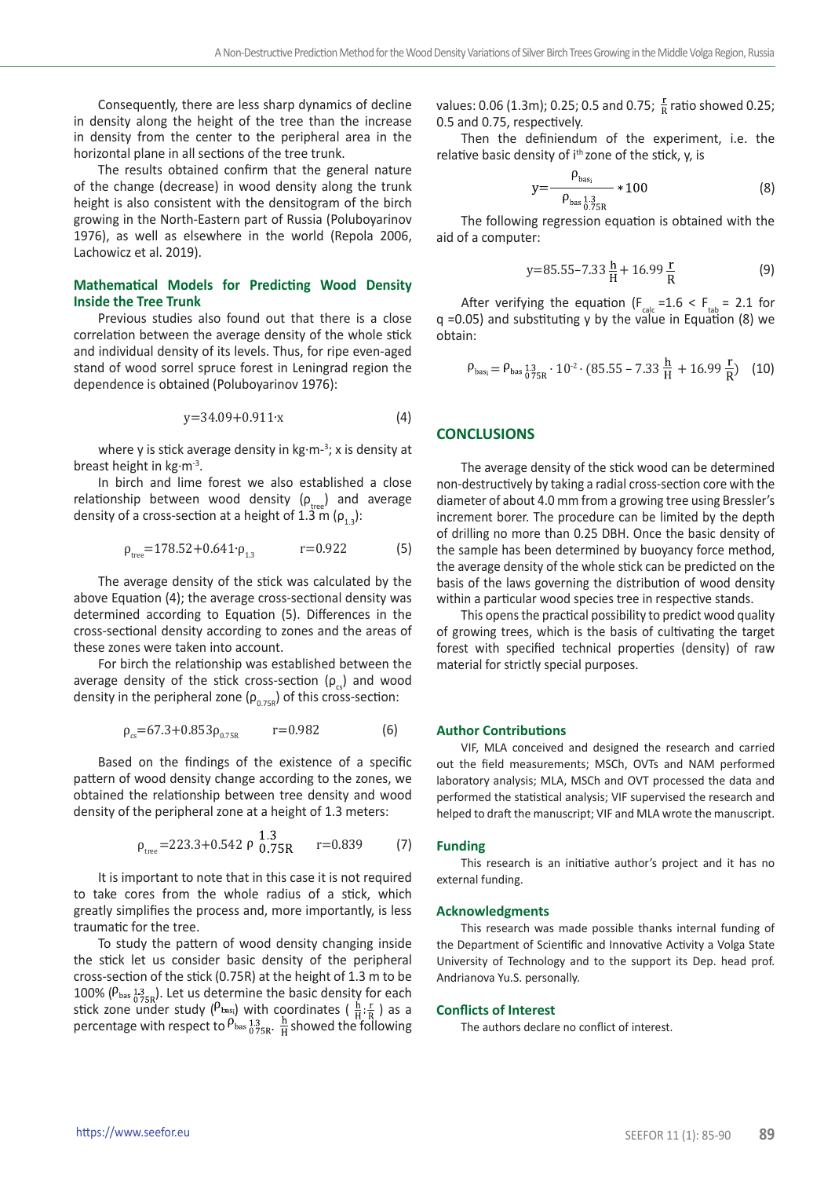Consequently, there are less sharp dynamics of decline in density along the height of the tree than the increase in density from the center to the peripheral area in the horizontal plane in all sections of the tree trunk.

The results obtained confirm that the general nature of the change (decrease) in wood density along the trunk height is also consistent with the densitogram of the birch growing in the North-Eastern part of Russia (Poluboyarinov 1976), as well as elsewhere in the world (Repola 2006, Lachowicz et al. 2019).

### Mathematical Models for Predicting Wood Density Inside the Tree Trunk

Previous studies also found out that there is a close correlation between the average density of the whole stick and individual density of its levels. Thus, for ripe even-aged stand of wood sorrel spruce forest in Leningrad region the dependence is obtained (Poluboyarinov 1976):

$$y = 34.09 + 0.911 \cdot x \qquad (4)$$

where y is stick average density in kg·m$^{-3}$; x is density at breast height in kg·m$^{-3}$.

In birch and lime forest we also established a close relationship between wood density ($\rho_{tree}$) and average density of a cross-section at a height of 1.3 m ($\rho_{1.3}$):

$$\rho_{tree} = 178.52 + 0.641 \cdot \rho_{1.3} \qquad r = 0.922 \qquad (5)$$

The average density of the stick was calculated by the above Equation (4); the average cross-sectional density was determined according to Equation (5). Differences in the cross-sectional density according to zones and the areas of these zones were taken into account.

For birch the relationship was established between the average density of the stick cross-section ($\rho_{cs}$) and wood density in the peripheral zone ($\rho_{0.75R}$) of this cross-section:

$$\rho_{cs} = 67.3 + 0.853\rho_{0.75R} \qquad r = 0.982 \qquad (6)$$

Based on the findings of the existence of a specific pattern of wood density change according to the zones, we obtained the relationship between tree density and wood density of the peripheral zone at a height of 1.3 meters:

$$\rho_{tree} = 223.3 + 0.542\,\rho^{1.3}_{0.75R} \qquad r = 0.839 \qquad (7)$$

It is important to note that in this case it is not required to take cores from the whole radius of a stick, which greatly simplifies the process and, more importantly, is less traumatic for the tree.

To study the pattern of wood density changing inside the stick let us consider basic density of the peripheral cross-section of the stick (0.75R) at the height of 1.3 m to be 100% ($\rho_{bas\,0.75R}^{\,1.3}$). Let us determine the basic density for each stick zone under study ($\rho_{bas_i}$) with coordinates ( $\frac{h}{H}$; $\frac{r}{R}$ ) as a percentage with respect to $\rho_{bas\,0.75R}^{\,1.3}$. $\frac{h}{H}$ showed the following values: 0.06 (1.3m); 0.25; 0.5 and 0.75; $\frac{r}{R}$ ratio showed 0.25; 0.5 and 0.75, respectively.

Then the definiendum of the experiment, i.e. the relative basic density of i$^{th}$ zone of the stick, y, is

$$y = \frac{\rho_{bas_i}}{\rho_{bas\,0.75R}^{\,1.3}} * 100 \qquad (8)$$

The following regression equation is obtained with the aid of a computer:

$$y = 85.55 - 7.33\,\frac{h}{H} + 16.99\,\frac{r}{R} \qquad (9)$$

After verifying the equation ($F_{calc} = 1.6 < F_{tab} = 2.1$ for q = 0.05) and substituting y by the value in Equation (8) we obtain:

$$\rho_{bas_i} = \rho_{bas\,0.75R}^{\,1.3} \cdot 10^{-2} \cdot \left(85.55 - 7.33\,\frac{h}{H} + 16.99\,\frac{r}{R}\right) \qquad (10)$$

## CONCLUSIONS

The average density of the stick wood can be determined non-destructively by taking a radial cross-section core with the diameter of about 4.0 mm from a growing tree using Bressler's increment borer. The procedure can be limited by the depth of drilling no more than 0.25 DBH. Once the basic density of the sample has been determined by buoyancy force method, the average density of the whole stick can be predicted on the basis of the laws governing the distribution of wood density within a particular wood species tree in respective stands.

This opens the practical possibility to predict wood quality of growing trees, which is the basis of cultivating the target forest with specified technical properties (density) of raw material for strictly special purposes.

### Author Contributions

VIF, MLA conceived and designed the research and carried out the field measurements; MSCh, OVTs and NAM performed laboratory analysis; MLA, MSCh and OVT processed the data and performed the statistical analysis; VIF supervised the research and helped to draft the manuscript; VIF and MLA wrote the manuscript.

### Funding

This research is an initiative author's project and it has no external funding.

### Acknowledgments

This research was made possible thanks internal funding of the Department of Scientific and Innovative Activity a Volga State University of Technology and to the support its Dep. head prof. Andrianova Yu.S. personally.

### Conflicts of Interest

The authors declare no conflict of interest.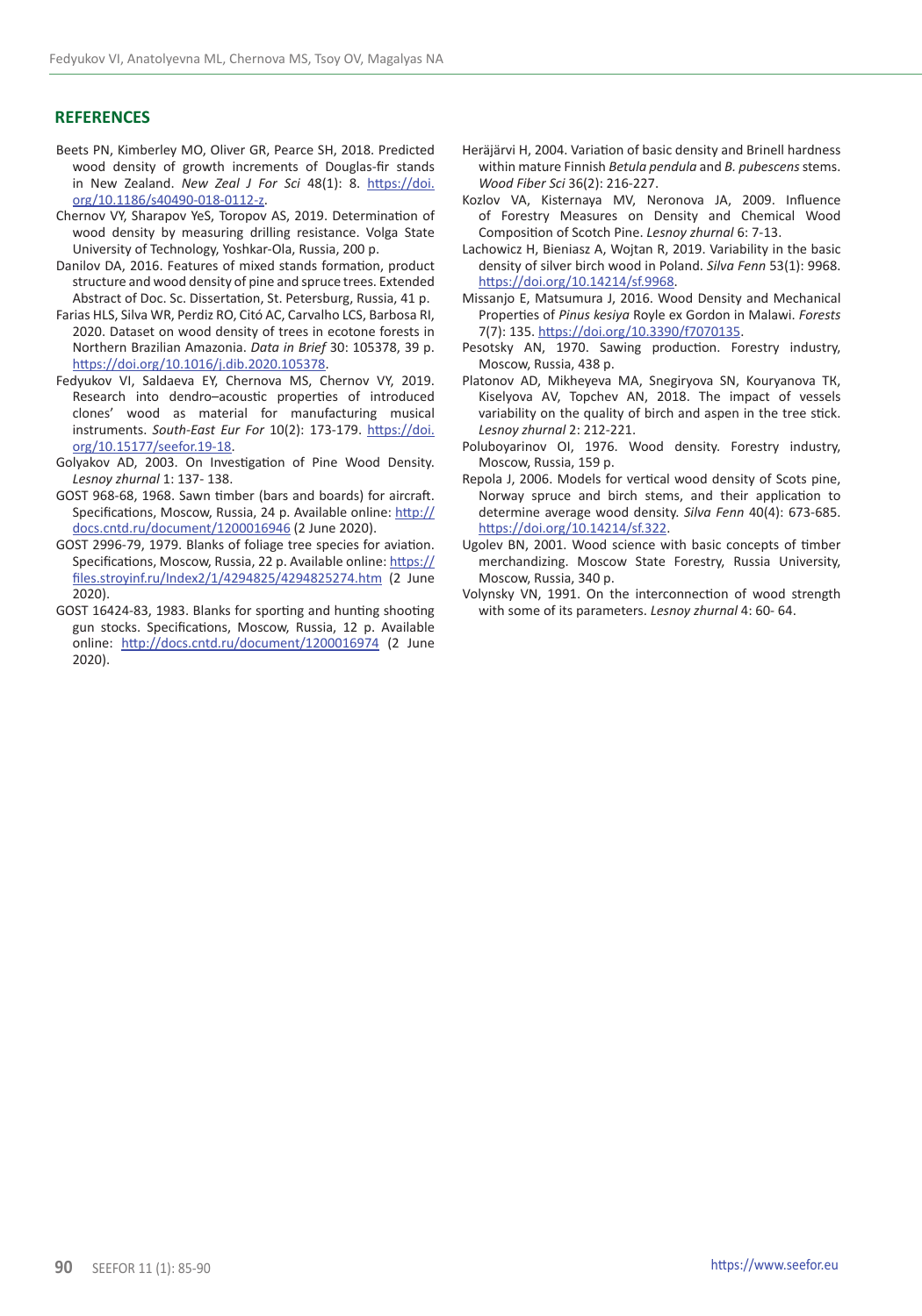## REFERENCES

Beets PN, Kimberley MO, Oliver GR, Pearce SH, 2018. Predicted wood density of growth increments of Douglas-fir stands in New Zealand. *New Zeal J For Sci* 48(1): 8. https://doi.org/10.1186/s40490-018-0112-z.

Chernov VY, Sharapov YeS, Toropov AS, 2019. Determination of wood density by measuring drilling resistance. Volga State University of Technology, Yoshkar-Ola, Russia, 200 p.

Danilov DA, 2016. Features of mixed stands formation, product structure and wood density of pine and spruce trees. Extended Abstract of Doc. Sc. Dissertation, St. Petersburg, Russia, 41 p.

Farias HLS, Silva WR, Perdiz RO, Citó AC, Carvalho LCS, Barbosa RI, 2020. Dataset on wood density of trees in ecotone forests in Northern Brazilian Amazonia. *Data in Brief* 30: 105378, 39 p. https://doi.org/10.1016/j.dib.2020.105378.

Fedyukov VI, Saldaeva EY, Chernova MS, Chernov VY, 2019. Research into dendro–acoustic properties of introduced clones' wood as material for manufacturing musical instruments. *South-East Eur For* 10(2): 173-179. https://doi.org/10.15177/seefor.19-18.

Golyakov AD, 2003. On Investigation of Pine Wood Density. *Lesnoy zhurnal* 1: 137- 138.

GOST 968-68, 1968. Sawn timber (bars and boards) for aircraft. Specifications, Moscow, Russia, 24 p. Available online: http://docs.cntd.ru/document/1200016946 (2 June 2020).

GOST 2996-79, 1979. Blanks of foliage tree species for aviation. Specifications, Moscow, Russia, 22 p. Available online: https://files.stroyinf.ru/Index2/1/4294825/4294825274.htm (2 June 2020).

GOST 16424-83, 1983. Blanks for sporting and hunting shooting gun stocks. Specifications, Moscow, Russia, 12 p. Available online: http://docs.cntd.ru/document/1200016974 (2 June 2020).

Heräjärvi H, 2004. Variation of basic density and Brinell hardness within mature Finnish *Betula pendula* and *B. pubescens* stems. *Wood Fiber Sci* 36(2): 216-227.

Kozlov VA, Kisternaya MV, Neronova JA, 2009. Influence of Forestry Measures on Density and Chemical Wood Composition of Scotch Pine. *Lesnoy zhurnal* 6: 7-13.

Lachowicz H, Bieniasz A, Wojtan R, 2019. Variability in the basic density of silver birch wood in Poland. *Silva Fenn* 53(1): 9968. https://doi.org/10.14214/sf.9968.

Missanjo E, Matsumura J, 2016. Wood Density and Mechanical Properties of *Pinus kesiya* Royle ex Gordon in Malawi. *Forests* 7(7): 135. https://doi.org/10.3390/f7070135.

Pesotsky AN, 1970. Sawing production. Forestry industry, Moscow, Russia, 438 p.

Platonov AD, Mikheyeva MA, Snegiryova SN, Kouryanova TK, Kiselyova AV, Topchev AN, 2018. The impact of vessels variability on the quality of birch and aspen in the tree stick. *Lesnoy zhurnal* 2: 212-221.

Poluboyarinov OI, 1976. Wood density. Forestry industry, Moscow, Russia, 159 p.

Repola J, 2006. Models for vertical wood density of Scots pine, Norway spruce and birch stems, and their application to determine average wood density. *Silva Fenn* 40(4): 673-685. https://doi.org/10.14214/sf.322.

Ugolev BN, 2001. Wood science with basic concepts of timber merchandizing. Moscow State Forestry, Russia University, Moscow, Russia, 340 p.

Volynsky VN, 1991. On the interconnection of wood strength with some of its parameters. *Lesnoy zhurnal* 4: 60- 64.